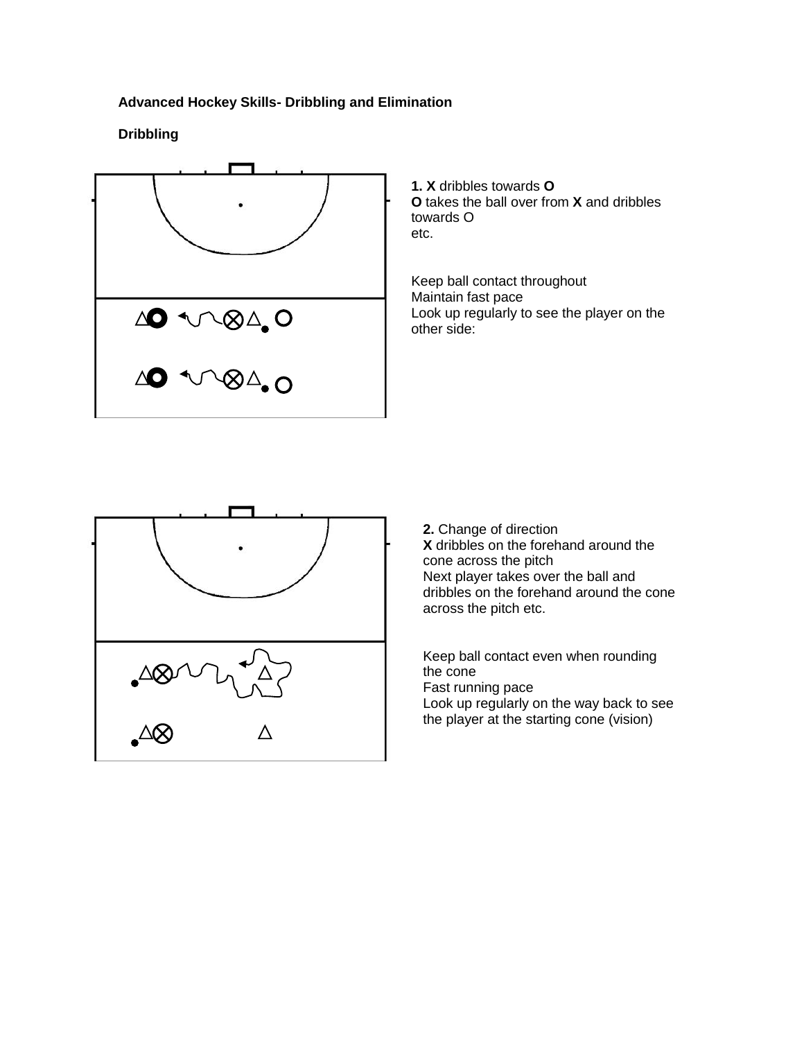**Advanced Hockey Skills- Dribbling and Elimination**

**Dribbling**

**1. X** dribbles towards **O**
**O** takes the ball over from **X** and dribbles towards O
etc.

Keep ball contact throughout
Maintain fast pace
Look up regularly to see the player on the other side:

**2.** Change of direction
**X** dribbles on the forehand around the cone across the pitch
Next player takes over the ball and dribbles on the forehand around the cone across the pitch etc.

Keep ball contact even when rounding the cone
Fast running pace
Look up regularly on the way back to see the player at the starting cone (vision)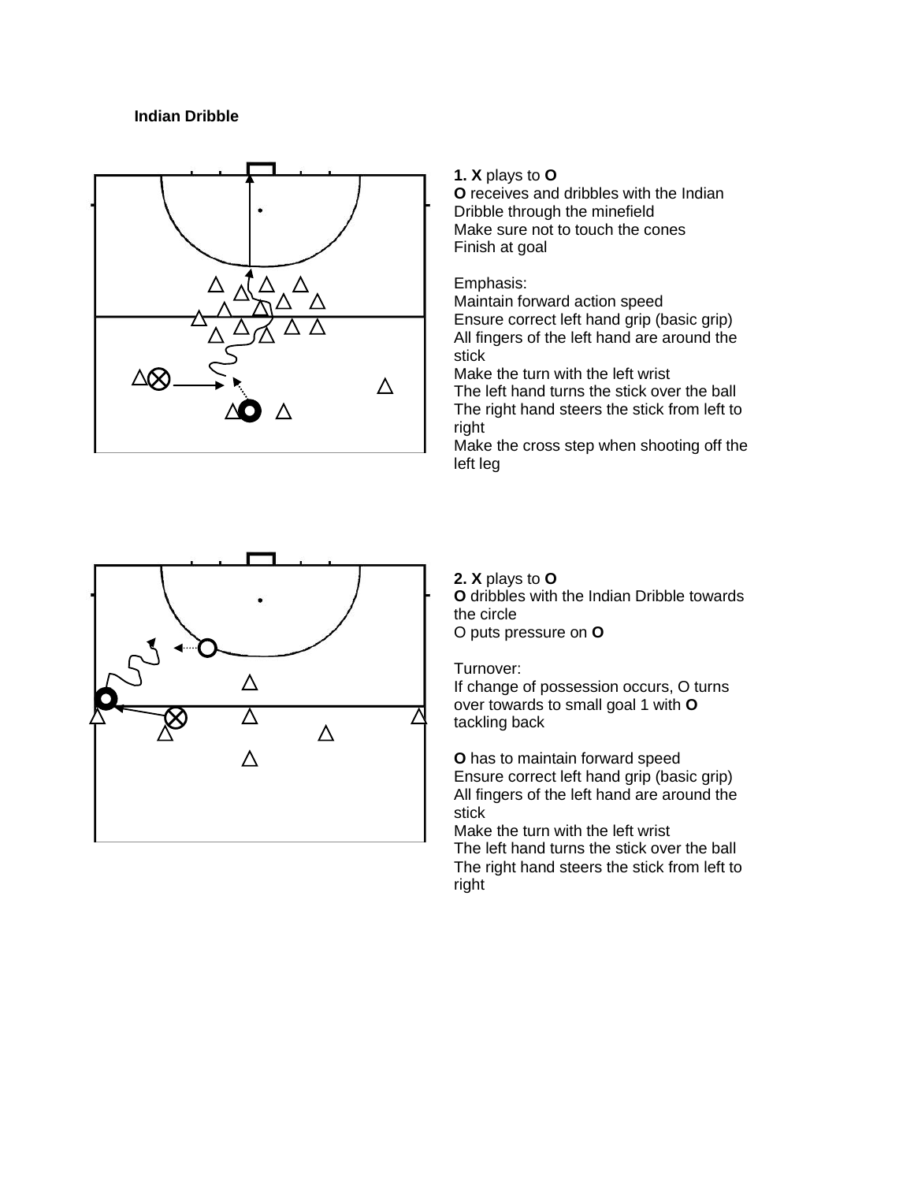**Indian Dribble**

**1. X** plays to **O**
**O** receives and dribbles with the Indian Dribble through the minefield
Make sure not to touch the cones
Finish at goal

Emphasis:
Maintain forward action speed
Ensure correct left hand grip (basic grip)
All fingers of the left hand are around the stick
Make the turn with the left wrist
The left hand turns the stick over the ball
The right hand steers the stick from left to right
Make the cross step when shooting off the left leg

**2. X** plays to **O**
**O** dribbles with the Indian Dribble towards the circle
O puts pressure on **O**

Turnover:
If change of possession occurs, O turns over towards to small goal 1 with **O** tackling back

**O** has to maintain forward speed
Ensure correct left hand grip (basic grip)
All fingers of the left hand are around the stick
Make the turn with the left wrist
The left hand turns the stick over the ball
The right hand steers the stick from left to right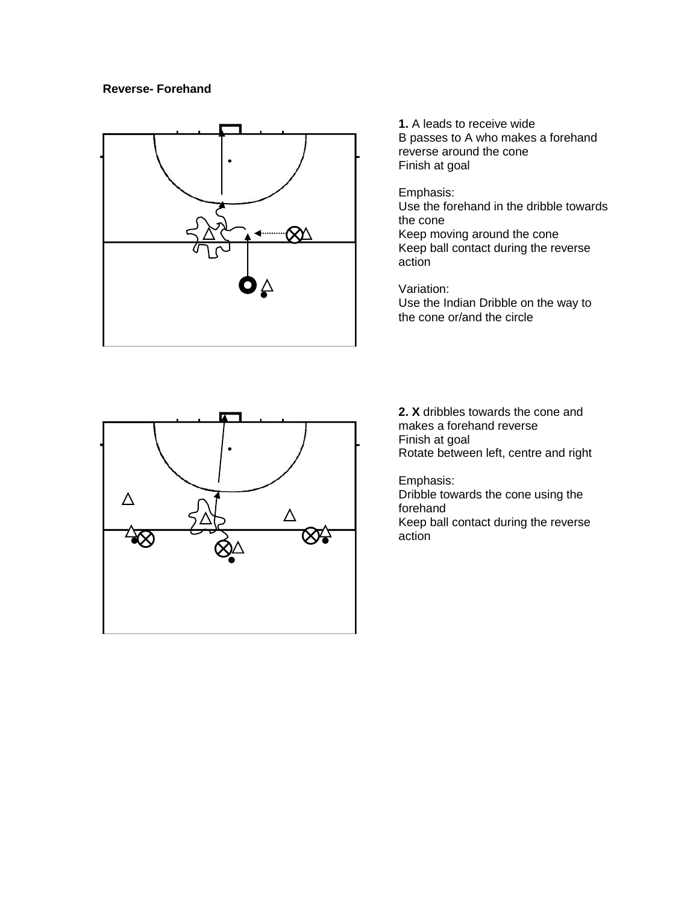**Reverse- Forehand**

**1.** A leads to receive wide
B passes to A who makes a forehand reverse around the cone
Finish at goal

Emphasis:
Use the forehand in the dribble towards the cone
Keep moving around the cone
Keep ball contact during the reverse action

Variation:
Use the Indian Dribble on the way to the cone or/and the circle

**2. X** dribbles towards the cone and makes a forehand reverse
Finish at goal
Rotate between left, centre and right

Emphasis:
Dribble towards the cone using the forehand
Keep ball contact during the reverse action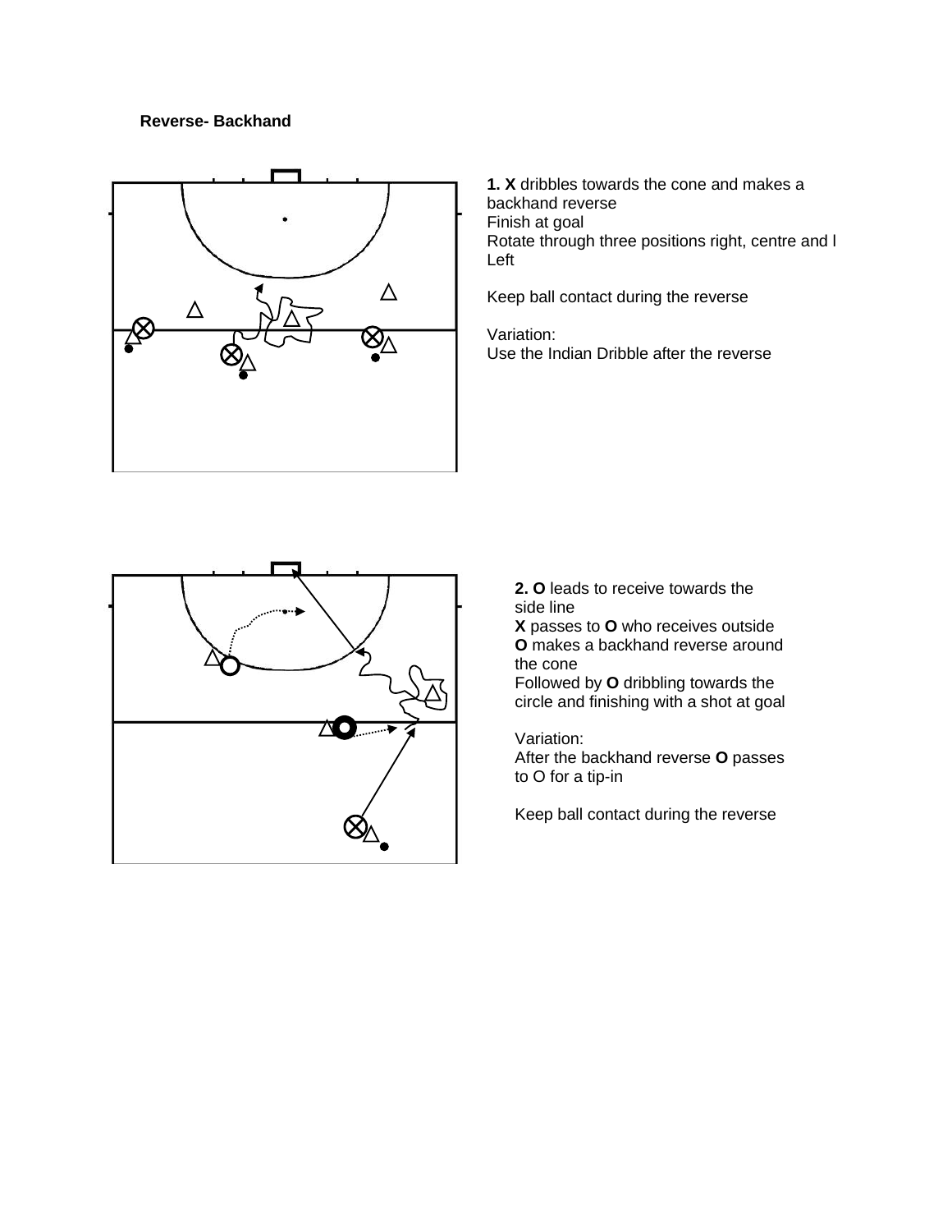**Reverse- Backhand**

**1. X** dribbles towards the cone and makes a backhand reverse
Finish at goal
Rotate through three positions right, centre and l Left

Keep ball contact during the reverse

Variation:
Use the Indian Dribble after the reverse

**2. O** leads to receive towards the side line
**X** passes to **O** who receives outside
**O** makes a backhand reverse around the cone
Followed by **O** dribbling towards the circle and finishing with a shot at goal

Variation:
After the backhand reverse **O** passes to O for a tip-in

Keep ball contact during the reverse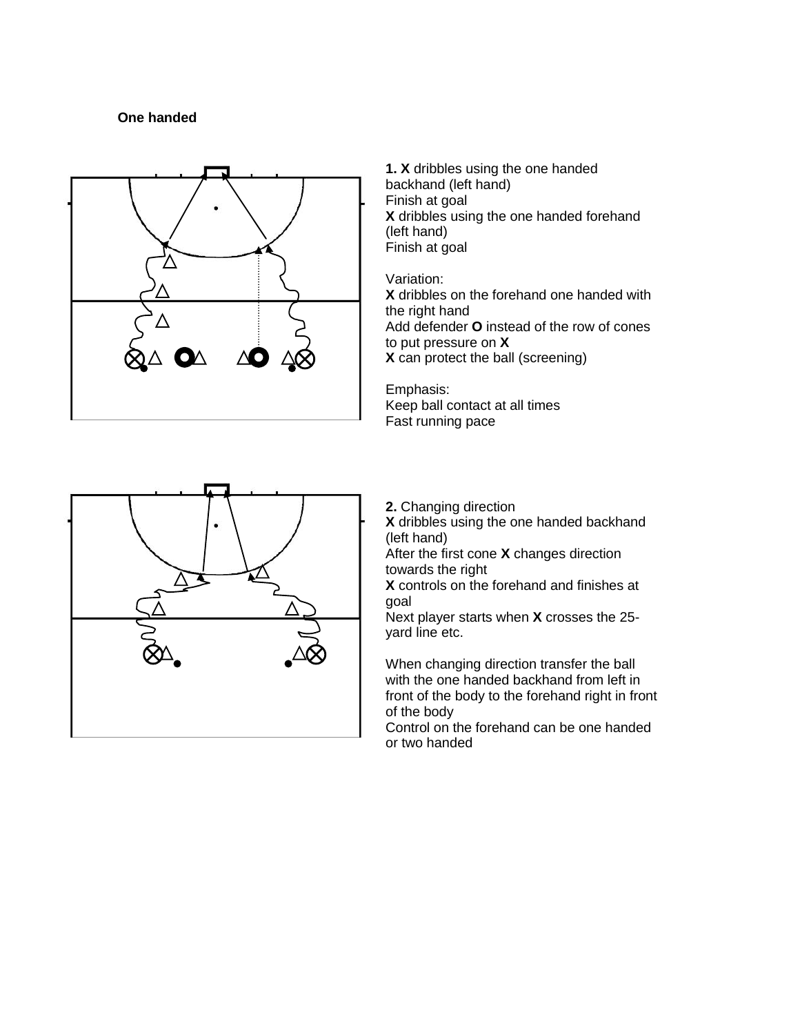**One handed**

**1. X** dribbles using the one handed backhand (left hand)
Finish at goal
**X** dribbles using the one handed forehand (left hand)
Finish at goal

Variation:
**X** dribbles on the forehand one handed with the right hand
Add defender **O** instead of the row of cones to put pressure on **X**
**X** can protect the ball (screening)

Emphasis:
Keep ball contact at all times
Fast running pace

**2.** Changing direction
**X** dribbles using the one handed backhand (left hand)
After the first cone **X** changes direction towards the right
**X** controls on the forehand and finishes at goal
Next player starts when **X** crosses the 25-yard line etc.

When changing direction transfer the ball with the one handed backhand from left in front of the body to the forehand right in front of the body
Control on the forehand can be one handed or two handed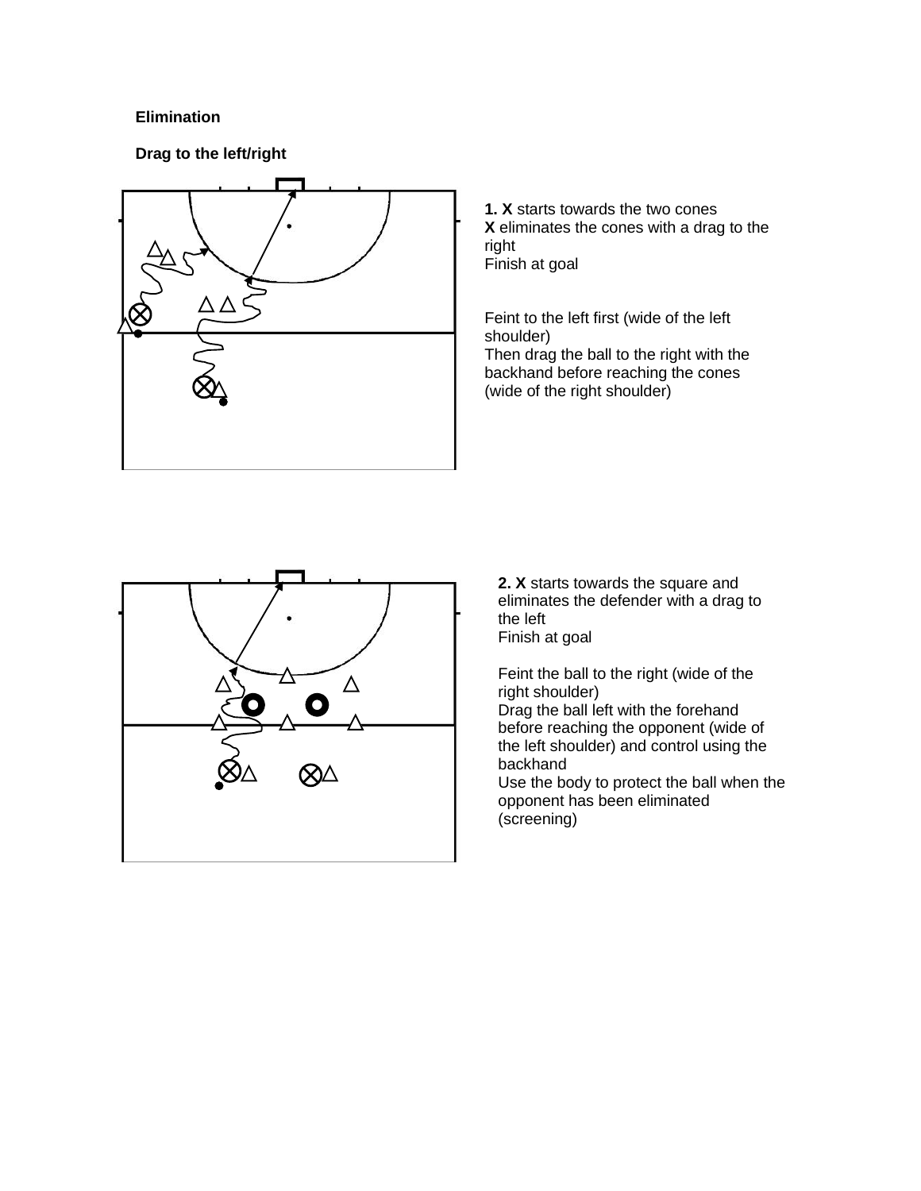**Elimination**

**Drag to the left/right**

**1. X** starts towards the two cones
**X** eliminates the cones with a drag to the right
Finish at goal

Feint to the left first (wide of the left shoulder)
Then drag the ball to the right with the backhand before reaching the cones (wide of the right shoulder)

**2. X** starts towards the square and eliminates the defender with a drag to the left
Finish at goal

Feint the ball to the right (wide of the right shoulder)
Drag the ball left with the forehand before reaching the opponent (wide of the left shoulder) and control using the backhand
Use the body to protect the ball when the opponent has been eliminated (screening)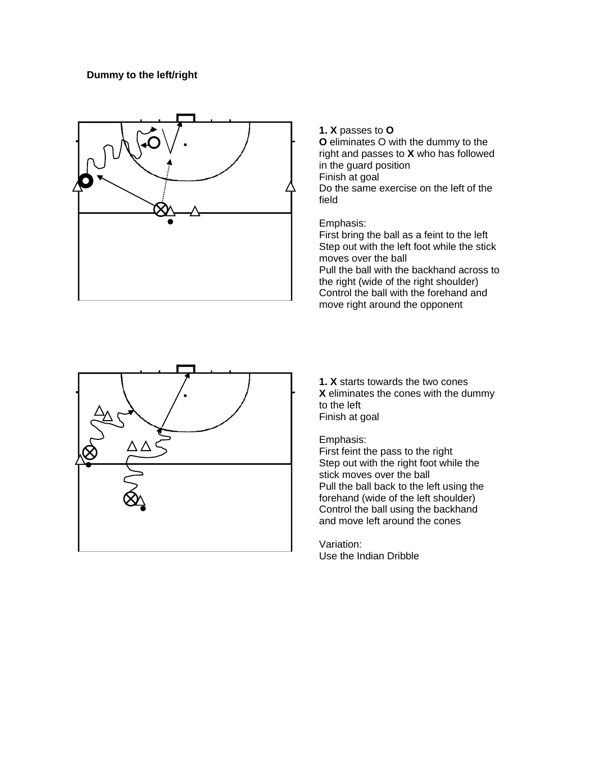**Dummy to the left/right**

**1. X** passes to **O**
**O** eliminates O with the dummy to the right and passes to **X** who has followed in the guard position
Finish at goal
Do the same exercise on the left of the field

Emphasis:
First bring the ball as a feint to the left
Step out with the left foot while the stick moves over the ball
Pull the ball with the backhand across to the right (wide of the right shoulder)
Control the ball with the forehand and move right around the opponent

**1. X** starts towards the two cones
**X** eliminates the cones with the dummy to the left
Finish at goal

Emphasis:
First feint the pass to the right
Step out with the right foot while the stick moves over the ball
Pull the ball back to the left using the forehand (wide of the left shoulder)
Control the ball using the backhand and move left around the cones

Variation:
Use the Indian Dribble